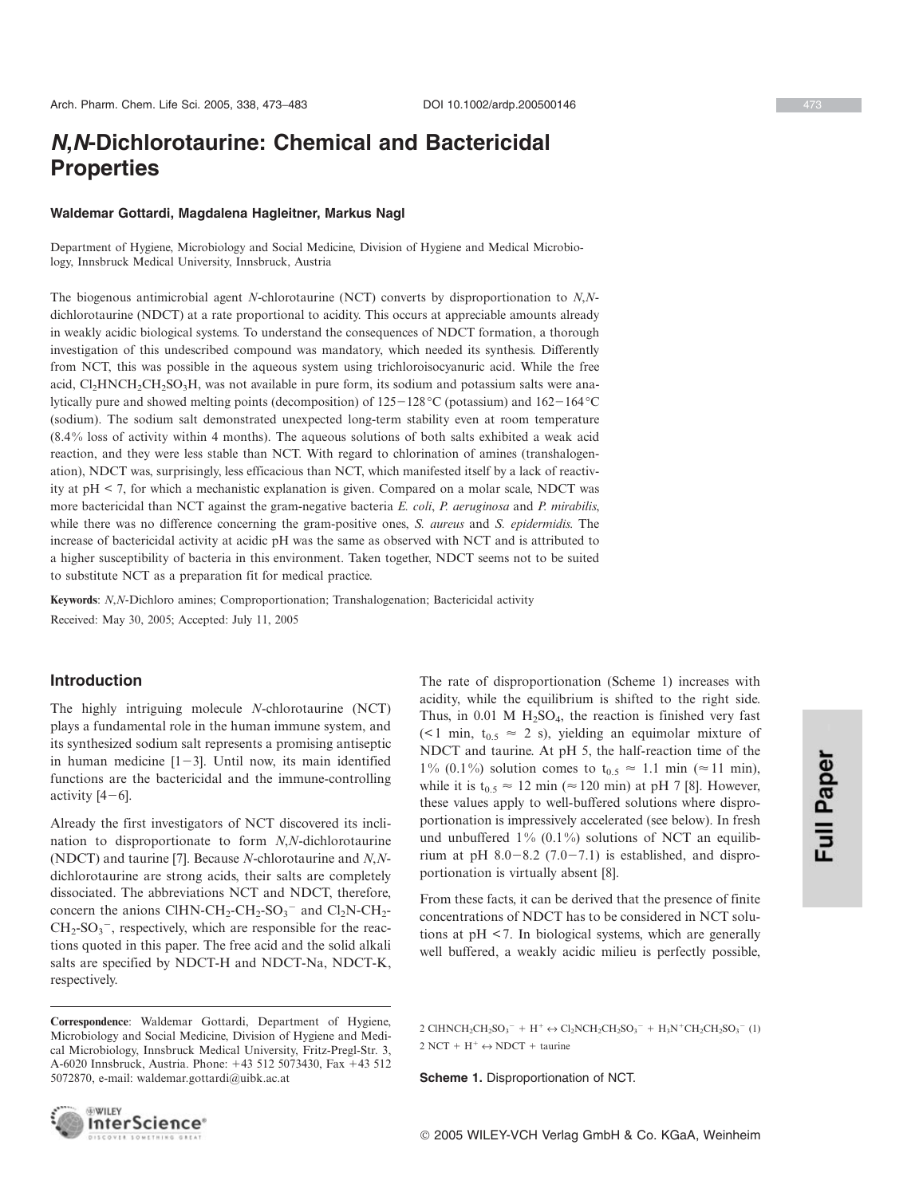# *N,N*-Dichlorotaurine: Chemical and Bactericidal Properties

**Waldemar Gottardi, Magdalena Hagleitner, Markus Nagl**

Department of Hygiene, Microbiology and Social Medicine, Division of Hygiene and Medical Microbiology, Innsbruck Medical University, Innsbruck, Austria

The biogenous antimicrobial agent *N*-chlorotaurine (NCT) converts by disproportionation to *N,N*-dichlorotaurine (NDCT) at a rate proportional to acidity. This occurs at appreciable amounts already in weakly acidic biological systems. To understand the consequences of NDCT formation, a thorough investigation of this undescribed compound was mandatory, which needed its synthesis. Differently from NCT, this was possible in the aqueous system using trichloroisocyanuric acid. While the free acid, $Cl_2HNCH_2CH_2SO_3H$, was not available in pure form, its sodium and potassium salts were analytically pure and showed melting points (decomposition) of 125–128°C (potassium) and 162–164°C (sodium). The sodium salt demonstrated unexpected long-term stability even at room temperature (8.4% loss of activity within 4 months). The aqueous solutions of both salts exhibited a weak acid reaction, and they were less stable than NCT. With regard to chlorination of amines (transhalogenation), NDCT was, surprisingly, less efficacious than NCT, which manifested itself by a lack of reactivity at pH < 7, for which a mechanistic explanation is given. Compared on a molar scale, NDCT was more bactericidal than NCT against the gram-negative bacteria *E. coli*, *P. aeruginosa* and *P. mirabilis*, while there was no difference concerning the gram-positive ones, *S. aureus* and *S. epidermidis*. The increase of bactericidal activity at acidic pH was the same as observed with NCT and is attributed to a higher susceptibility of bacteria in this environment. Taken together, NDCT seems not to be suited to substitute NCT as a preparation fit for medical practice.

**Keywords**: *N,N*-Dichloro amines; Comproportionation; Transhalogenation; Bactericidal activity

Received: May 30, 2005; Accepted: July 11, 2005

## Introduction

The highly intriguing molecule *N*-chlorotaurine (NCT) plays a fundamental role in the human immune system, and its synthesized sodium salt represents a promising antiseptic in human medicine [1–3]. Until now, its main identified functions are the bactericidal and the immune-controlling activity [4–6].

Already the first investigators of NCT discovered its inclination to disproportionate to form *N,N*-dichlorotaurine (NDCT) and taurine [7]. Because *N*-chlorotaurine and *N,N*-dichlorotaurine are strong acids, their salts are completely dissociated. The abbreviations NCT and NDCT, therefore, concern the anions $ClHN\text{-}CH_2\text{-}CH_2\text{-}SO_3^-$ and $Cl_2N\text{-}CH_2\text{-}CH_2\text{-}SO_3^-$, respectively, which are responsible for the reactions quoted in this paper. The free acid and the solid alkali salts are specified by NDCT-H and NDCT-Na, NDCT-K, respectively.

The rate of disproportionation (Scheme 1) increases with acidity, while the equilibrium is shifted to the right side. Thus, in 0.01 M $H_2SO_4$, the reaction is finished very fast (<1 min, $t_{0.5} \approx 2$ s), yielding an equimolar mixture of NDCT and taurine. At pH 5, the half-reaction time of the 1% (0.1%) solution comes to $t_{0.5} \approx 1.1$ min (≈11 min), while it is $t_{0.5} \approx 12$ min (≈120 min) at pH 7 [8]. However, these values apply to well-buffered solutions where disproportionation is impressively accelerated (see below). In fresh und unbuffered 1% (0.1%) solutions of NCT an equilibrium at pH 8.0–8.2 (7.0–7.1) is established, and disproportionation is virtually absent [8].

From these facts, it can be derived that the presence of finite concentrations of NDCT has to be considered in NCT solutions at pH <7. In biological systems, which are generally well buffered, a weakly acidic milieu is perfectly possible,

$$2\,ClHNCH_2CH_2SO_3^- + H^+ \leftrightarrow Cl_2NCH_2CH_2SO_3^- + H_3N^+CH_2CH_2SO_3^- \quad (1)$$

$$2\ \text{NCT} + H^+ \leftrightarrow \text{NDCT} + \text{taurine}$$

**Scheme 1.** Disproportionation of NCT.

**Correspondence**: Waldemar Gottardi, Department of Hygiene, Microbiology and Social Medicine, Division of Hygiene and Medical Microbiology, Innsbruck Medical University, Fritz-Pregl-Str. 3, A-6020 Innsbruck, Austria. Phone: +43 512 5073430, Fax +43 512 5072870, e-mail: waldemar.gottardi@uibk.ac.at

© 2005 WILEY-VCH Verlag GmbH & Co. KGaA, Weinheim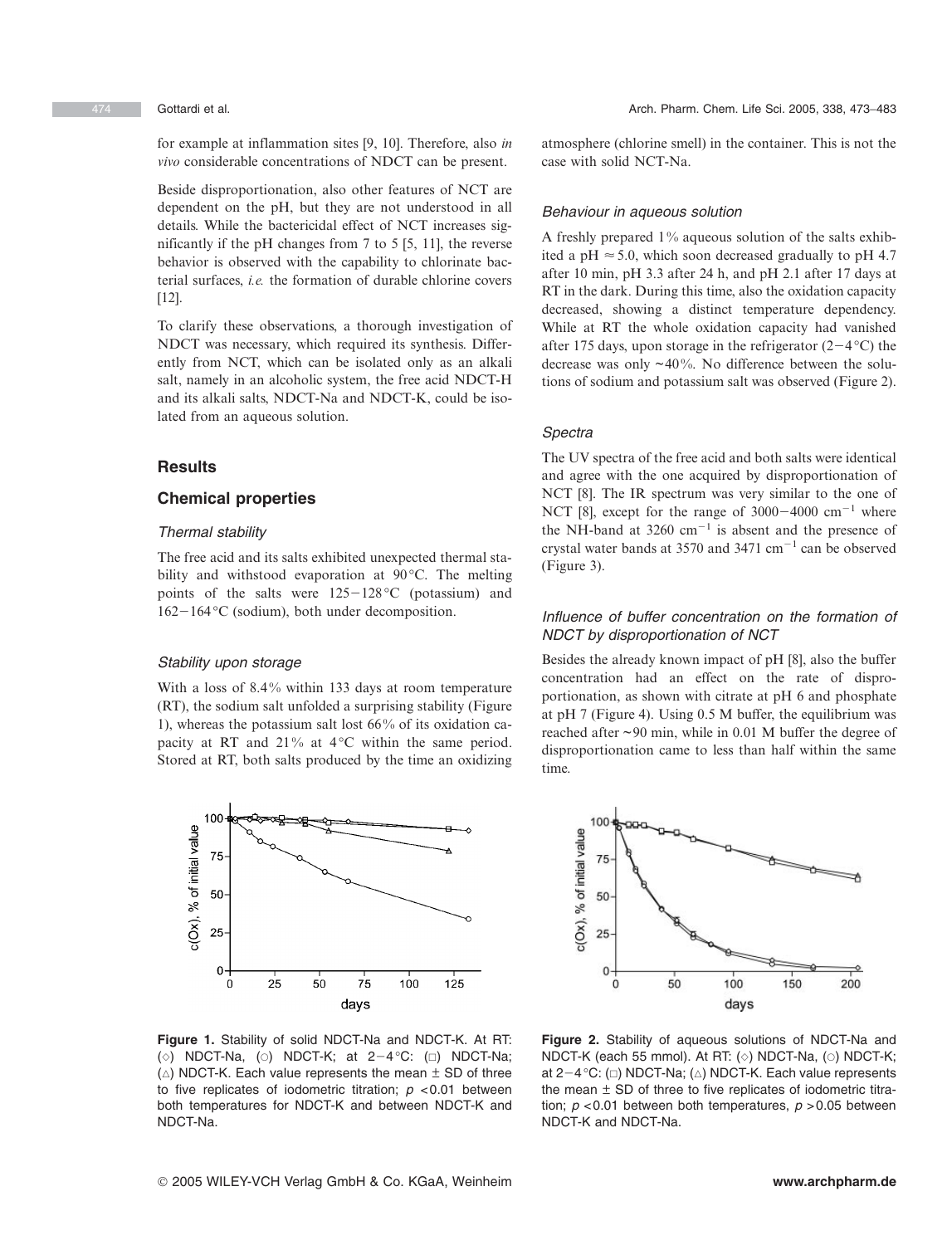for example at inflammation sites [9, 10]. Therefore, also *in vivo* considerable concentrations of NDCT can be present.

Beside disproportionation, also other features of NCT are dependent on the pH, but they are not understood in all details. While the bactericidal effect of NCT increases significantly if the pH changes from 7 to 5 [5, 11], the reverse behavior is observed with the capability to chlorinate bacterial surfaces, *i.e.* the formation of durable chlorine covers [12].

To clarify these observations, a thorough investigation of NDCT was necessary, which required its synthesis. Differently from NCT, which can be isolated only as an alkali salt, namely in an alcoholic system, the free acid NDCT-H and its alkali salts, NDCT-Na and NDCT-K, could be isolated from an aqueous solution.

## Results

## Chemical properties

### Thermal stability

The free acid and its salts exhibited unexpected thermal stability and withstood evaporation at 90°C. The melting points of the salts were 125−128°C (potassium) and 162−164°C (sodium), both under decomposition.

### Stability upon storage

With a loss of 8.4% within 133 days at room temperature (RT), the sodium salt unfolded a surprising stability (Figure 1), whereas the potassium salt lost 66% of its oxidation capacity at RT and 21% at 4°C within the same period. Stored at RT, both salts produced by the time an oxidizing atmosphere (chlorine smell) in the container. This is not the case with solid NCT-Na.

### Behaviour in aqueous solution

A freshly prepared 1% aqueous solution of the salts exhibited a pH ≈ 5.0, which soon decreased gradually to pH 4.7 after 10 min, pH 3.3 after 24 h, and pH 2.1 after 17 days at RT in the dark. During this time, also the oxidation capacity decreased, showing a distinct temperature dependency. While at RT the whole oxidation capacity had vanished after 175 days, upon storage in the refrigerator (2−4°C) the decrease was only ~40%. No difference between the solutions of sodium and potassium salt was observed (Figure 2).

### Spectra

The UV spectra of the free acid and both salts were identical and agree with the one acquired by disproportionation of NCT [8]. The IR spectrum was very similar to the one of NCT [8], except for the range of 3000−4000 $cm^{-1}$ where the NH-band at 3260 $cm^{-1}$ is absent and the presence of crystal water bands at 3570 and 3471 $cm^{-1}$ can be observed (Figure 3).

### Influence of buffer concentration on the formation of NDCT by disproportionation of NCT

Besides the already known impact of pH [8], also the buffer concentration had an effect on the rate of disproportionation, as shown with citrate at pH 6 and phosphate at pH 7 (Figure 4). Using 0.5 M buffer, the equilibrium was reached after ~90 min, while in 0.01 M buffer the degree of disproportionation came to less than half within the same time.

**Figure 1.** Stability of solid NDCT-Na and NDCT-K. At RT: (◇) NDCT-Na, (○) NDCT-K; at 2−4°C: (□) NDCT-Na; (△) NDCT-K. Each value represents the mean ± SD of three to five replicates of iodometric titration; $p < 0.01$ between both temperatures for NDCT-K and between NDCT-K and NDCT-Na.

**Figure 2.** Stability of aqueous solutions of NDCT-Na and NDCT-K (each 55 mmol). At RT: (◇) NDCT-Na, (○) NDCT-K; at 2−4°C: (□) NDCT-Na; (△) NDCT-K. Each value represents the mean ± SD of three to five replicates of iodometric titration; $p < 0.01$ between both temperatures, $p > 0.05$ between NDCT-K and NDCT-Na.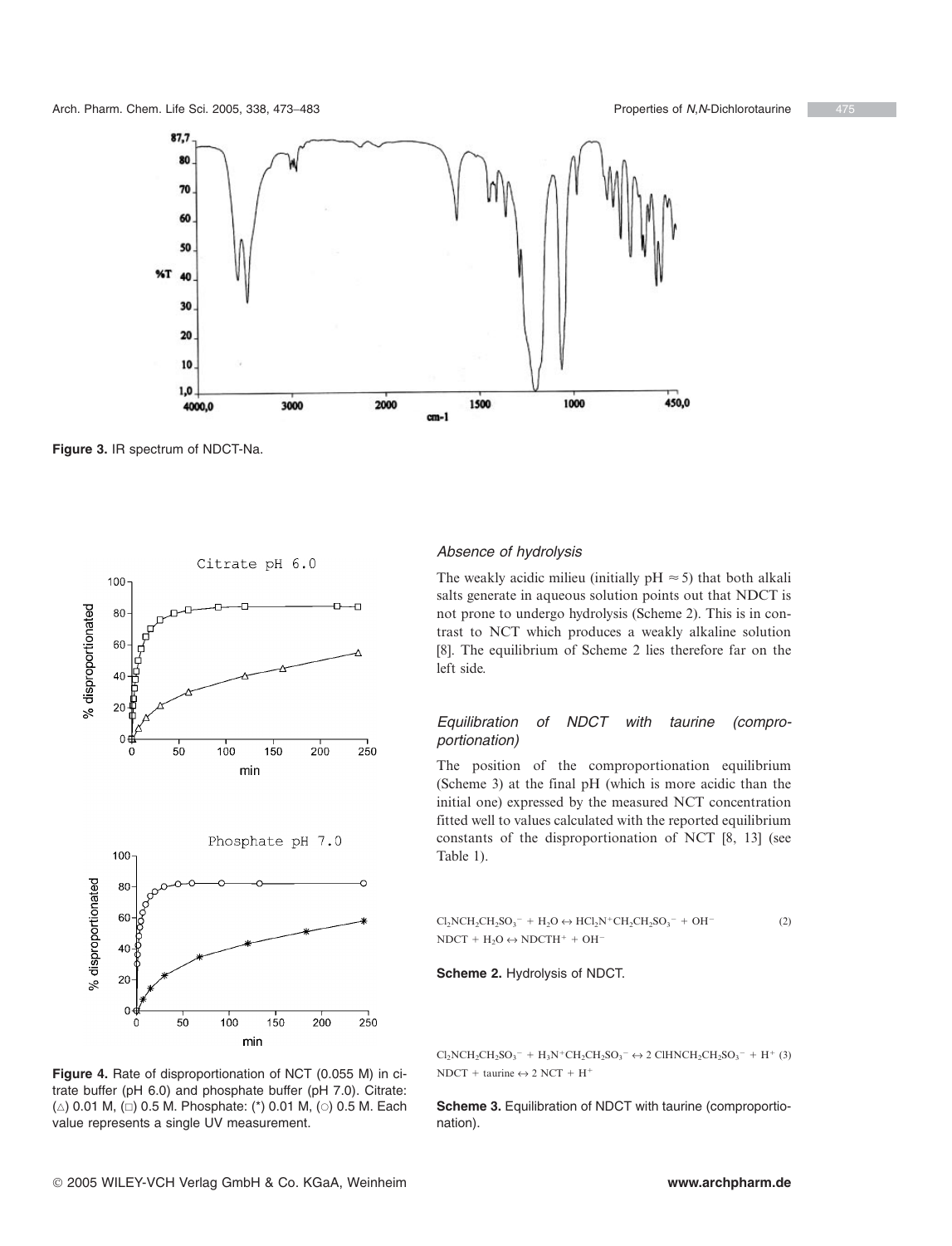**Figure 3.** IR spectrum of NDCT-Na.

**Figure 4.** Rate of disproportionation of NCT (0.055 M) in citrate buffer (pH 6.0) and phosphate buffer (pH 7.0). Citrate: (△) 0.01 M, (□) 0.5 M. Phosphate: (*) 0.01 M, (○) 0.5 M. Each value represents a single UV measurement.

### *Absence of hydrolysis*

The weakly acidic milieu (initially pH ≈ 5) that both alkali salts generate in aqueous solution points out that NDCT is not prone to undergo hydrolysis (Scheme 2). This is in contrast to NCT which produces a weakly alkaline solution [8]. The equilibrium of Scheme 2 lies therefore far on the left side.

### *Equilibration of NDCT with taurine (comproportionation)*

The position of the comproportionation equilibrium (Scheme 3) at the final pH (which is more acidic than the initial one) expressed by the measured NCT concentration fitted well to values calculated with the reported equilibrium constants of the disproportionation of NCT [8, 13] (see Table 1).

$$Cl_2NCH_2CH_2SO_3^- + H_2O \leftrightarrow HCl_2N^+CH_2CH_2SO_3^- + OH^- \quad (2)$$

$$NDCT + H_2O \leftrightarrow NDCTH^+ + OH^-$$

**Scheme 2.** Hydrolysis of NDCT.

$$Cl_2NCH_2CH_2SO_3^- + H_3N^+CH_2CH_2SO_3^- \leftrightarrow 2\ ClHNCH_2CH_2SO_3^- + H^+ \quad (3)$$

$$NDCT + taurine \leftrightarrow 2\ NCT + H^+$$

**Scheme 3.** Equilibration of NDCT with taurine (comproportionation).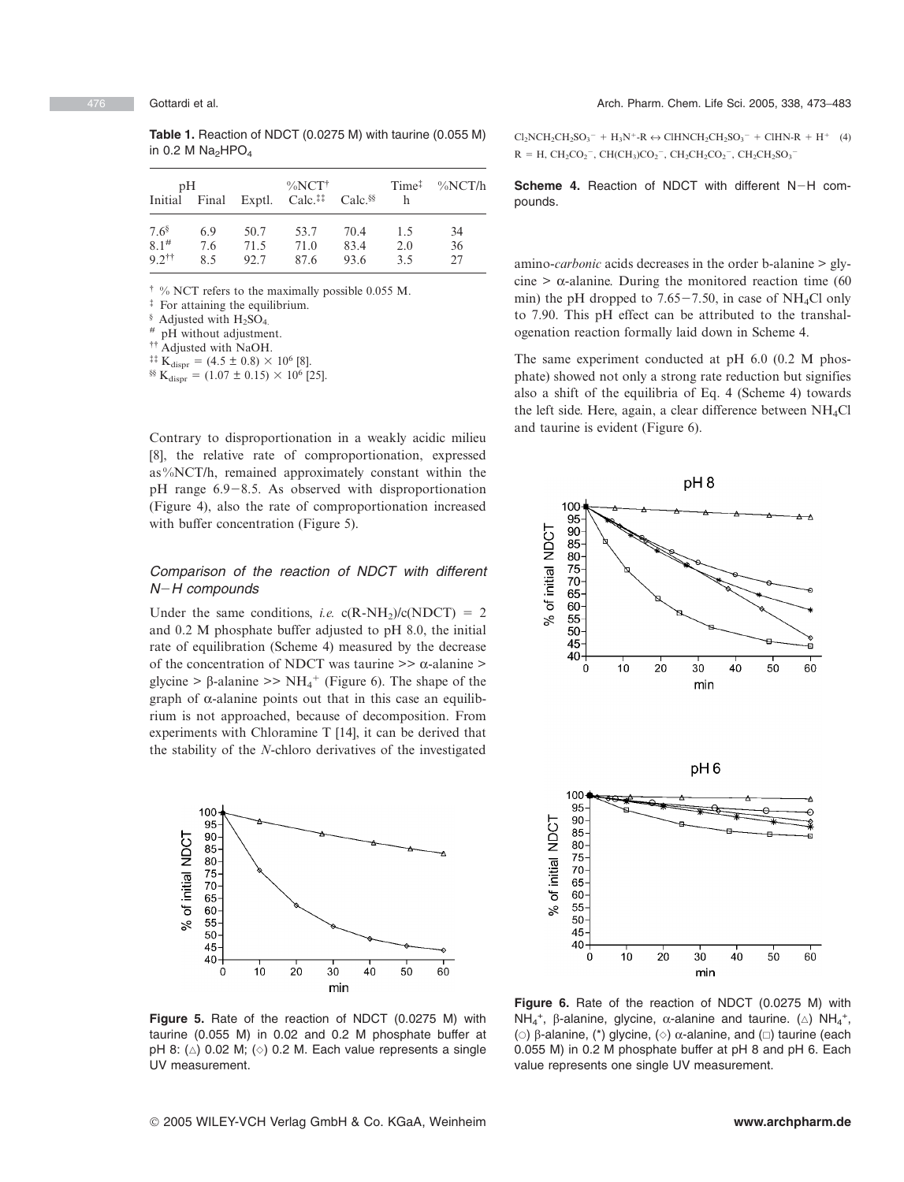**Table 1.** Reaction of NDCT (0.0275 M) with taurine (0.055 M) in 0.2 M $Na_2HPO_4$

| pH | | %NCT[†] | | | Time[‡] | %NCT/h |
|---|---|---|---|---|---|---|
| Initial | Final | Exptl. | Calc.[‡‡] | Calc.[§§] | h | |
| 7.6[§] | 6.9 | 50.7 | 53.7 | 70.4 | 1.5 | 34 |
| 8.1[#] | 7.6 | 71.5 | 71.0 | 83.4 | 2.0 | 36 |
| 9.2[††] | 8.5 | 92.7 | 87.6 | 93.6 | 3.5 | 27 |

[†] % NCT refers to the maximally possible 0.055 M.
[‡] For attaining the equilibrium.
[§] Adjusted with $H_2SO_4$.
[#] pH without adjustment.
[††] Adjusted with NaOH.
[‡‡] $K_{dispr} = (4.5 \pm 0.8) \times 10^6$ [8].
[§§] $K_{dispr} = (1.07 \pm 0.15) \times 10^6$ [25].

Contrary to disproportionation in a weakly acidic milieu [8], the relative rate of comproportionation, expressed as %NCT/h, remained approximately constant within the pH range 6.9–8.5. As observed with disproportionation (Figure 4), also the rate of comproportionation increased with buffer concentration (Figure 5).

### *Comparison of the reaction of NDCT with different N–H compounds*

Under the same conditions, *i.e.* $c(R\text{-}NH_2)/c(NDCT) = 2$ and 0.2 M phosphate buffer adjusted to pH 8.0, the initial rate of equilibration (Scheme 4) measured by the decrease of the concentration of NDCT was taurine >> α-alanine > glycine > β-alanine >> $NH_4^+$ (Figure 6). The shape of the graph of α-alanine points out that in this case an equilibrium is not approached, because of decomposition. From experiments with Chloramine T [14], it can be derived that the stability of the *N*-chloro derivatives of the investigated

Figure 5. Rate of the reaction of NDCT (0.0275 M) with taurine (0.055 M) in 0.02 and 0.2 M phosphate buffer at pH 8: (△) 0.02 M; (◇) 0.2 M. Each value represents a single UV measurement.

$$Cl_2NCH_2CH_2SO_3^- + H_3N^+\text{-}R \leftrightarrow ClHNCH_2CH_2SO_3^- + ClHN\text{-}R + H^+ \quad (4)$$

$R = H, CH_2CO_2^-, CH(CH_3)CO_2^-, CH_2CH_2CO_2^-, CH_2CH_2SO_3^-$

**Scheme 4.** Reaction of NDCT with different N–H compounds.

amino-*carbonic* acids decreases in the order b-alanine > glycine > α-alanine. During the monitored reaction time (60 min) the pH dropped to 7.65–7.50, in case of $NH_4Cl$ only to 7.90. This pH effect can be attributed to the transhalogenation reaction formally laid down in Scheme 4.

The same experiment conducted at pH 6.0 (0.2 M phosphate) showed not only a strong rate reduction but signifies also a shift of the equilibria of Eq. 4 (Scheme 4) towards the left side. Here, again, a clear difference between $NH_4Cl$ and taurine is evident (Figure 6).

Figure 6. Rate of the reaction of NDCT (0.0275 M) with $NH_4^+$, β-alanine, glycine, α-alanine and taurine. (△) $NH_4^+$, (○) β-alanine, (*) glycine, (◇) α-alanine, and (□) taurine (each 0.055 M) in 0.2 M phosphate buffer at pH 8 and pH 6. Each value represents one single UV measurement.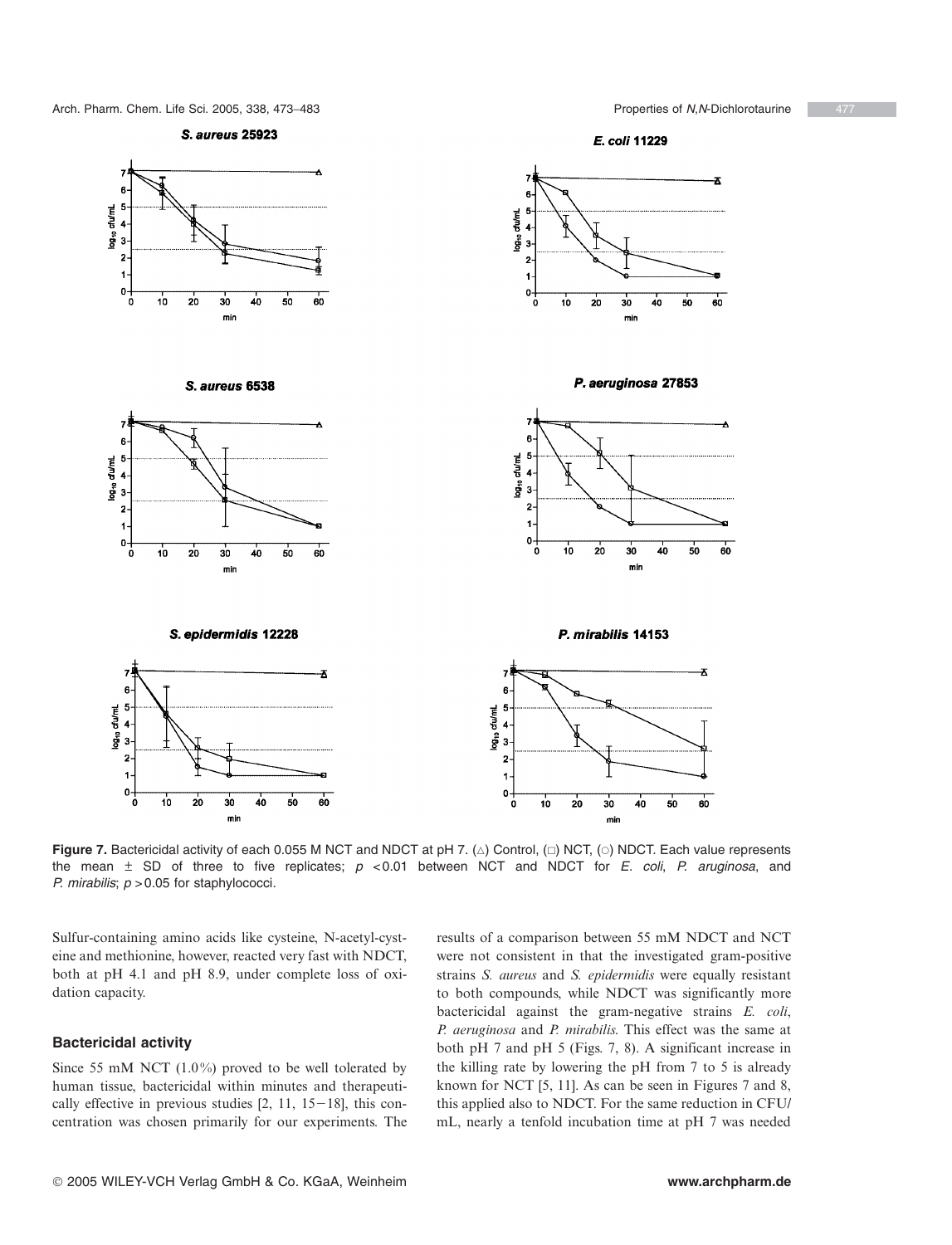Figure 7. Bactericidal activity of each 0.055 M NCT and NDCT at pH 7. (△) Control, (□) NCT, (○) NDCT. Each value represents the mean ± SD of three to five replicates; $p < 0.01$ between NCT and NDCT for *E. coli*, *P. aruginosa*, and *P. mirabilis*; $p > 0.05$ for staphylococci.

Sulfur-containing amino acids like cysteine, N-acetyl-cysteine and methionine, however, reacted very fast with NDCT, both at pH 4.1 and pH 8.9, under complete loss of oxidation capacity.

### Bactericidal activity

Since 55 mM NCT (1.0%) proved to be well tolerated by human tissue, bactericidal within minutes and therapeutically effective in previous studies [2, 11, 15–18], this concentration was chosen primarily for our experiments. The results of a comparison between 55 mM NDCT and NCT were not consistent in that the investigated gram-positive strains *S. aureus* and *S. epidermidis* were equally resistant to both compounds, while NDCT was significantly more bactericidal against the gram-negative strains *E. coli*, *P. aeruginosa* and *P. mirabilis*. This effect was the same at both pH 7 and pH 5 (Figs. 7, 8). A significant increase in the killing rate by lowering the pH from 7 to 5 is already known for NCT [5, 11]. As can be seen in Figures 7 and 8, this applied also to NDCT. For the same reduction in CFU/mL, nearly a tenfold incubation time at pH 7 was needed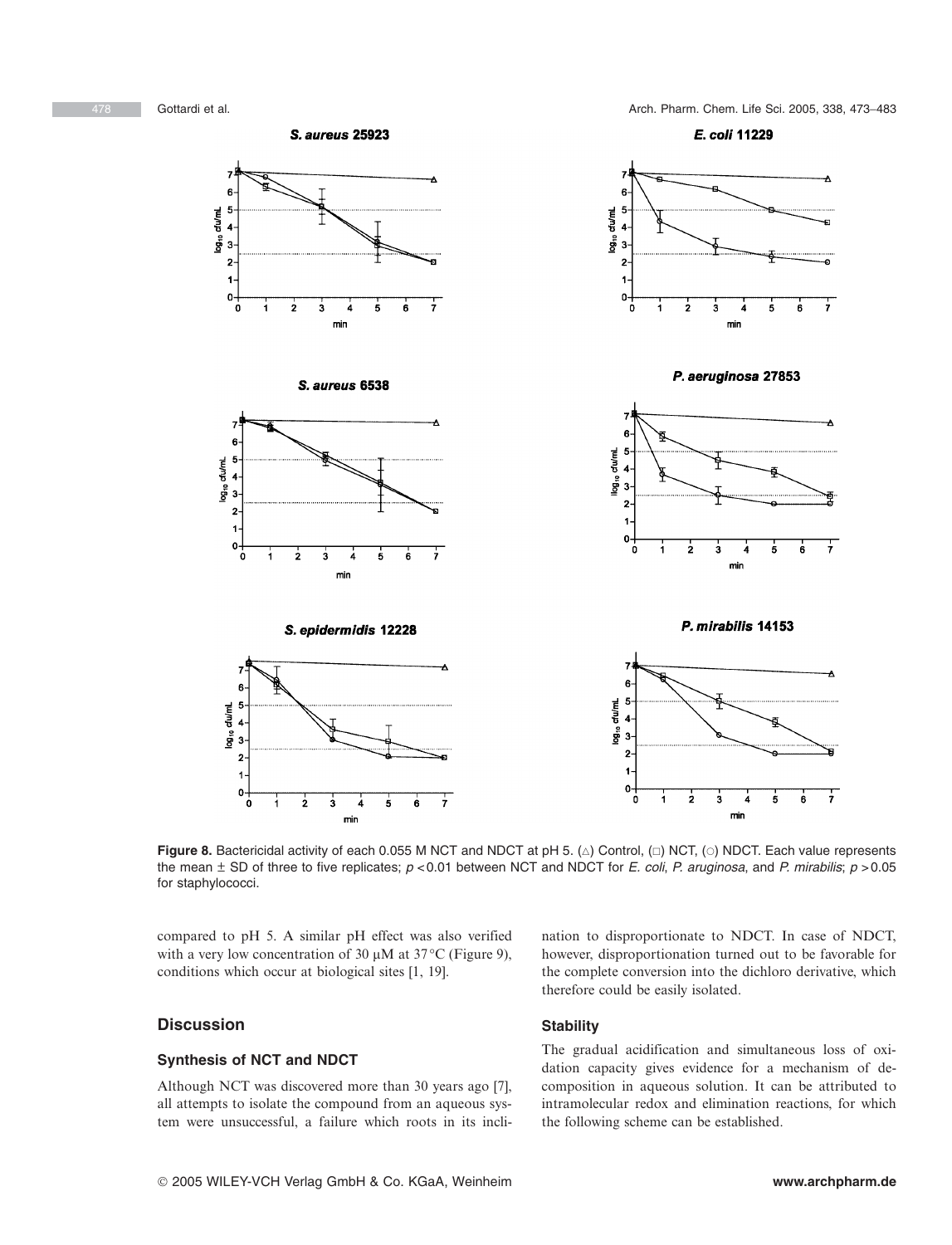**Figure 8.** Bactericidal activity of each 0.055 M NCT and NDCT at pH 5. (△) Control, (□) NCT, (○) NDCT. Each value represents the mean ± SD of three to five replicates; $p < 0.01$ between NCT and NDCT for *E. coli*, *P. aruginosa*, and *P. mirabilis*; $p > 0.05$ for staphylococci.

compared to pH 5. A similar pH effect was also verified with a very low concentration of 30 μM at 37°C (Figure 9), conditions which occur at biological sites [1, 19].

## Discussion

### Synthesis of NCT and NDCT

Although NCT was discovered more than 30 years ago [7], all attempts to isolate the compound from an aqueous system were unsuccessful, a failure which roots in its inclination to disproportionate to NDCT. In case of NDCT, however, disproportionation turned out to be favorable for the complete conversion into the dichloro derivative, which therefore could be easily isolated.

### Stability

The gradual acidification and simultaneous loss of oxidation capacity gives evidence for a mechanism of decomposition in aqueous solution. It can be attributed to intramolecular redox and elimination reactions, for which the following scheme can be established.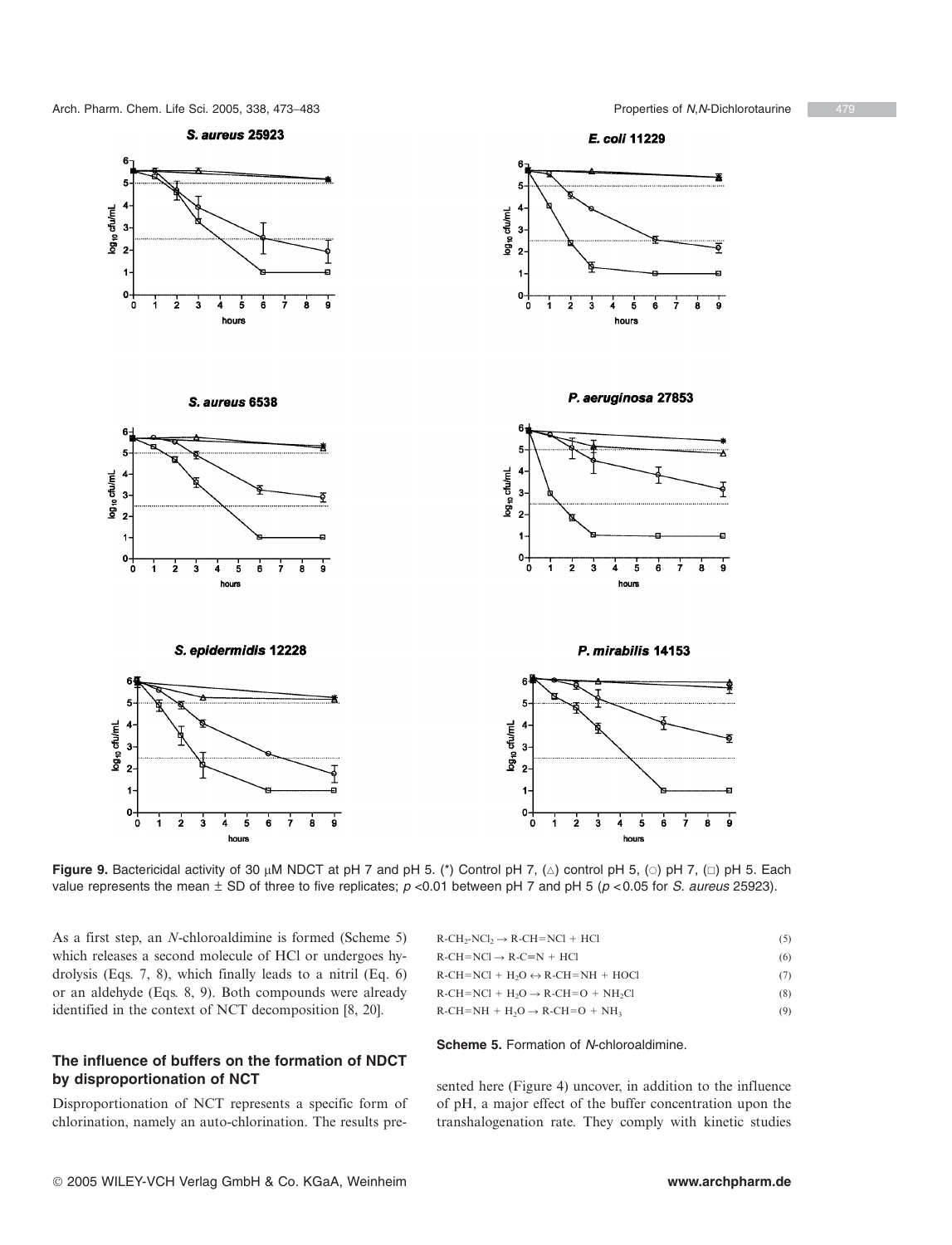**Figure 9.** Bactericidal activity of 30 μM NDCT at pH 7 and pH 5. (*) Control pH 7, (△) control pH 5, (○) pH 7, (□) pH 5. Each value represents the mean ± SD of three to five replicates; $p < 0.01$ between pH 7 and pH 5 ($p < 0.05$ for *S. aureus* 25923).

As a first step, an *N*-chloroaldimine is formed (Scheme 5) which releases a second molecule of HCl or undergoes hydrolysis (Eqs. 7, 8), which finally leads to a nitril (Eq. 6) or an aldehyde (Eqs. 8, 9). Both compounds were already identified in the context of NCT decomposition [8, 20].

$$R\text{-}CH_2\text{-}NCl_2 \rightarrow R\text{-}CH{=}NCl + HCl \tag{5}$$

$$R\text{-}CH{=}NCl \rightarrow R\text{-}C{\equiv}N + HCl \tag{6}$$

$$R\text{-}CH{=}NCl + H_2O \leftrightarrow R\text{-}CH{=}NH + HOCl \tag{7}$$

$$R\text{-}CH{=}NCl + H_2O \rightarrow R\text{-}CH{=}O + NH_2Cl \tag{8}$$

$$R\text{-}CH{=}NH + H_2O \rightarrow R\text{-}CH{=}O + NH_3 \tag{9}$$

**Scheme 5.** Formation of *N*-chloroaldimine.

## The influence of buffers on the formation of NDCT by disproportionation of NCT

Disproportionation of NCT represents a specific form of chlorination, namely an auto-chlorination. The results presented here (Figure 4) uncover, in addition to the influence of pH, a major effect of the buffer concentration upon the transhalogenation rate. They comply with kinetic studies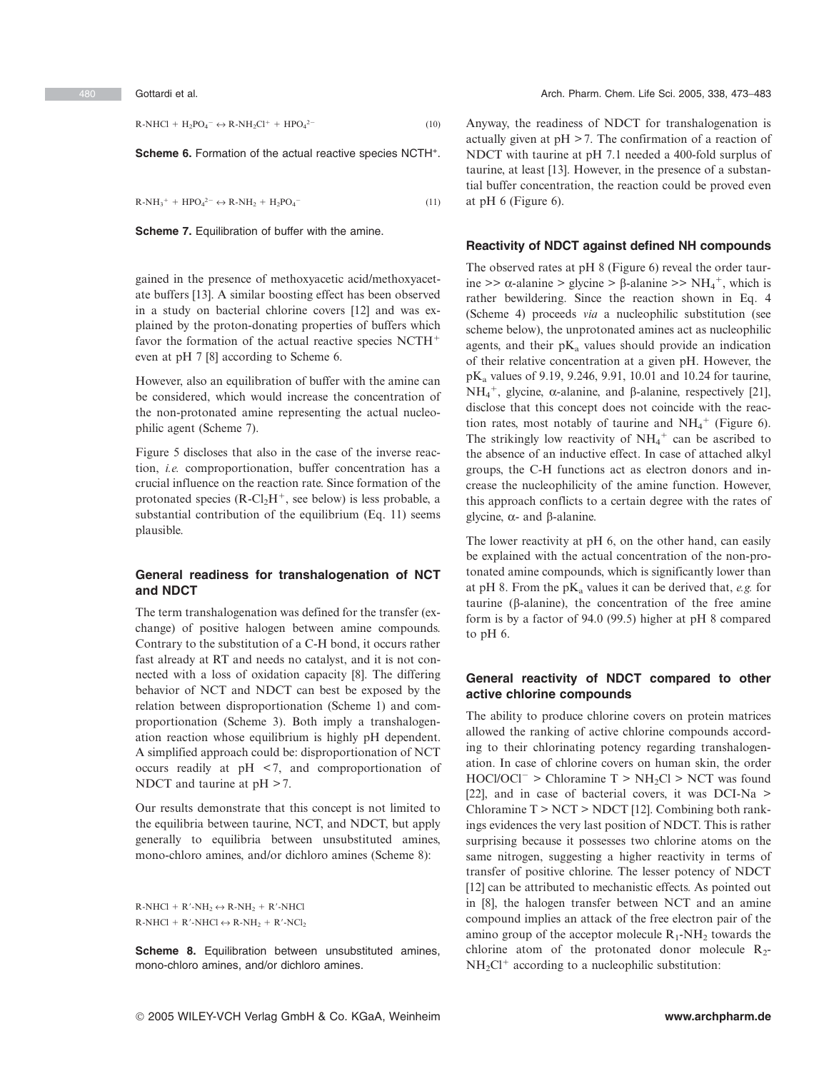$$R\text{-}NHCl + H_2PO_4^- \leftrightarrow R\text{-}NH_2Cl^+ + HPO_4^{2-} \quad (10)$$

**Scheme 6.** Formation of the actual reactive species $NCTH^+$.

$$R\text{-}NH_3^+ + HPO_4^{2-} \leftrightarrow R\text{-}NH_2 + H_2PO_4^- \quad (11)$$

**Scheme 7.** Equilibration of buffer with the amine.

gained in the presence of methoxyacetic acid/methoxyacetate buffers [13]. A similar boosting effect has been observed in a study on bacterial chlorine covers [12] and was explained by the proton-donating properties of buffers which favor the formation of the actual reactive species $NCTH^+$ even at pH 7 [8] according to Scheme 6.

However, also an equilibration of buffer with the amine can be considered, which would increase the concentration of the non-protonated amine representing the actual nucleophilic agent (Scheme 7).

Figure 5 discloses that also in the case of the inverse reaction, *i.e.* comproportionation, buffer concentration has a crucial influence on the reaction rate. Since formation of the protonated species ($R\text{-}Cl_2H^+$, see below) is less probable, a substantial contribution of the equilibrium (Eq. 11) seems plausible.

### General readiness for transhalogenation of NCT and NDCT

The term transhalogenation was defined for the transfer (exchange) of positive halogen between amine compounds. Contrary to the substitution of a C-H bond, it occurs rather fast already at RT and needs no catalyst, and it is not connected with a loss of oxidation capacity [8]. The differing behavior of NCT and NDCT can best be exposed by the relation between disproportionation (Scheme 1) and comproportionation (Scheme 3). Both imply a transhalogenation reaction whose equilibrium is highly pH dependent. A simplified approach could be: disproportionation of NCT occurs readily at pH $<7$, and comproportionation of NDCT and taurine at pH $>7$.

Our results demonstrate that this concept is not limited to the equilibria between taurine, NCT, and NDCT, but apply generally to equilibria between unsubstituted amines, mono-chloro amines, and/or dichloro amines (Scheme 8):

$$R\text{-}NHCl + R'\text{-}NH_2 \leftrightarrow R\text{-}NH_2 + R'\text{-}NHCl$$
$$R\text{-}NHCl + R'\text{-}NHCl \leftrightarrow R\text{-}NH_2 + R'\text{-}NCl_2$$

**Scheme 8.** Equilibration between unsubstituted amines, mono-chloro amines, and/or dichloro amines.

Anyway, the readiness of NDCT for transhalogenation is actually given at pH $>7$. The confirmation of a reaction of NDCT with taurine at pH 7.1 needed a 400-fold surplus of taurine, at least [13]. However, in the presence of a substantial buffer concentration, the reaction could be proved even at pH 6 (Figure 6).

### Reactivity of NDCT against defined NH compounds

The observed rates at pH 8 (Figure 6) reveal the order taurine >> α-alanine > glycine > β-alanine >> $NH_4^+$, which is rather bewildering. Since the reaction shown in Eq. 4 (Scheme 4) proceeds *via* a nucleophilic substitution (see scheme below), the unprotonated amines act as nucleophilic agents, and their $pK_a$ values should provide an indication of their relative concentration at a given pH. However, the $pK_a$ values of 9.19, 9.246, 9.91, 10.01 and 10.24 for taurine, $NH_4^+$, glycine, α-alanine, and β-alanine, respectively [21], disclose that this concept does not coincide with the reaction rates, most notably of taurine and $NH_4^+$ (Figure 6). The strikingly low reactivity of $NH_4^+$ can be ascribed to the absence of an inductive effect. In case of attached alkyl groups, the C-H functions act as electron donors and increase the nucleophilicity of the amine function. However, this approach conflicts to a certain degree with the rates of glycine, α- and β-alanine.

The lower reactivity at pH 6, on the other hand, can easily be explained with the actual concentration of the non-protonated amine compounds, which is significantly lower than at pH 8. From the $pK_a$ values it can be derived that, *e.g.* for taurine (β-alanine), the concentration of the free amine form is by a factor of 94.0 (99.5) higher at pH 8 compared to pH 6.

### General reactivity of NDCT compared to other active chlorine compounds

The ability to produce chlorine covers on protein matrices allowed the ranking of active chlorine compounds according to their chlorinating potency regarding transhalogenation. In case of chlorine covers on human skin, the order $HOCl/OCl^-$ > Chloramine T > $NH_2Cl$ > NCT was found [22], and in case of bacterial covers, it was DCI-Na > Chloramine T > NCT > NDCT [12]. Combining both rankings evidences the very last position of NDCT. This is rather surprising because it possesses two chlorine atoms on the same nitrogen, suggesting a higher reactivity in terms of transfer of positive chlorine. The lesser potency of NDCT [12] can be attributed to mechanistic effects. As pointed out in [8], the halogen transfer between NCT and an amine compound implies an attack of the free electron pair of the amino group of the acceptor molecule $R_1\text{-}NH_2$ towards the chlorine atom of the protonated donor molecule $R_2\text{-}NH_2Cl^+$ according to a nucleophilic substitution: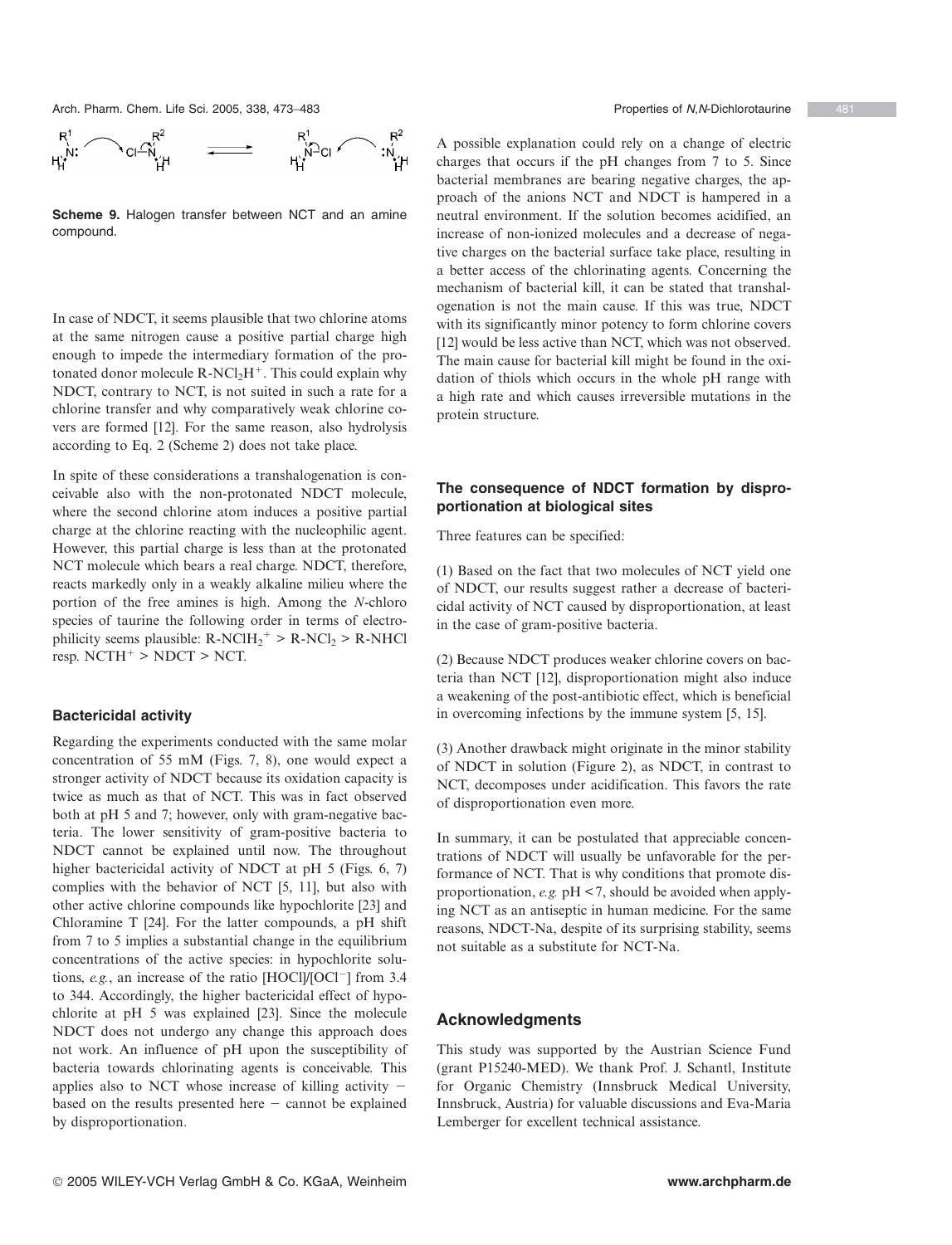**Scheme 9.** Halogen transfer between NCT and an amine compound.

In case of NDCT, it seems plausible that two chlorine atoms at the same nitrogen cause a positive partial charge high enough to impede the intermediary formation of the protonated donor molecule $R\text{-}NCl_2H^+$. This could explain why NDCT, contrary to NCT, is not suited in such a rate for a chlorine transfer and why comparatively weak chlorine covers are formed [12]. For the same reason, also hydrolysis according to Eq. 2 (Scheme 2) does not take place.

In spite of these considerations a transhalogenation is conceivable also with the non-protonated NDCT molecule, where the second chlorine atom induces a positive partial charge at the chlorine reacting with the nucleophilic agent. However, this partial charge is less than at the protonated NCT molecule which bears a real charge. NDCT, therefore, reacts markedly only in a weakly alkaline milieu where the portion of the free amines is high. Among the *N*-chloro species of taurine the following order in terms of electrophilicity seems plausible: $R\text{-}NClH_2^+ > R\text{-}NCl_2 > R\text{-}NHCl$ resp. $NCTH^+ > NDCT > NCT$.

### Bactericidal activity

Regarding the experiments conducted with the same molar concentration of 55 mM (Figs. 7, 8), one would expect a stronger activity of NDCT because its oxidation capacity is twice as much as that of NCT. This was in fact observed both at pH 5 and 7; however, only with gram-negative bacteria. The lower sensitivity of gram-positive bacteria to NDCT cannot be explained until now. The throughout higher bactericidal activity of NDCT at pH 5 (Figs. 6, 7) complies with the behavior of NCT [5, 11], but also with other active chlorine compounds like hypochlorite [23] and Chloramine T [24]. For the latter compounds, a pH shift from 7 to 5 implies a substantial change in the equilibrium concentrations of the active species: in hypochlorite solutions, *e.g.*, an increase of the ratio $[HOCl]/[OCl^-]$ from 3.4 to 344. Accordingly, the higher bactericidal effect of hypochlorite at pH 5 was explained [23]. Since the molecule NDCT does not undergo any change this approach does not work. An influence of pH upon the susceptibility of bacteria towards chlorinating agents is conceivable. This applies also to NCT whose increase of killing activity − based on the results presented here − cannot be explained by disproportionation.

A possible explanation could rely on a change of electric charges that occurs if the pH changes from 7 to 5. Since bacterial membranes are bearing negative charges, the approach of the anions NCT and NDCT is hampered in a neutral environment. If the solution becomes acidified, an increase of non-ionized molecules and a decrease of negative charges on the bacterial surface take place, resulting in a better access of the chlorinating agents. Concerning the mechanism of bacterial kill, it can be stated that transhalogenation is not the main cause. If this was true, NDCT with its significantly minor potency to form chlorine covers [12] would be less active than NCT, which was not observed. The main cause for bacterial kill might be found in the oxidation of thiols which occurs in the whole pH range with a high rate and which causes irreversible mutations in the protein structure.

### The consequence of NDCT formation by disproportionation at biological sites

Three features can be specified:

(1) Based on the fact that two molecules of NCT yield one of NDCT, our results suggest rather a decrease of bactericidal activity of NCT caused by disproportionation, at least in the case of gram-positive bacteria.

(2) Because NDCT produces weaker chlorine covers on bacteria than NCT [12], disproportionation might also induce a weakening of the post-antibiotic effect, which is beneficial in overcoming infections by the immune system [5, 15].

(3) Another drawback might originate in the minor stability of NDCT in solution (Figure 2), as NDCT, in contrast to NCT, decomposes under acidification. This favors the rate of disproportionation even more.

In summary, it can be postulated that appreciable concentrations of NDCT will usually be unfavorable for the performance of NCT. That is why conditions that promote disproportionation, *e.g.* pH < 7, should be avoided when applying NCT as an antiseptic in human medicine. For the same reasons, NDCT-Na, despite of its surprising stability, seems not suitable as a substitute for NCT-Na.

## Acknowledgments

This study was supported by the Austrian Science Fund (grant P15240-MED). We thank Prof. J. Schantl, Institute for Organic Chemistry (Innsbruck Medical University, Innsbruck, Austria) for valuable discussions and Eva-Maria Lemberger for excellent technical assistance.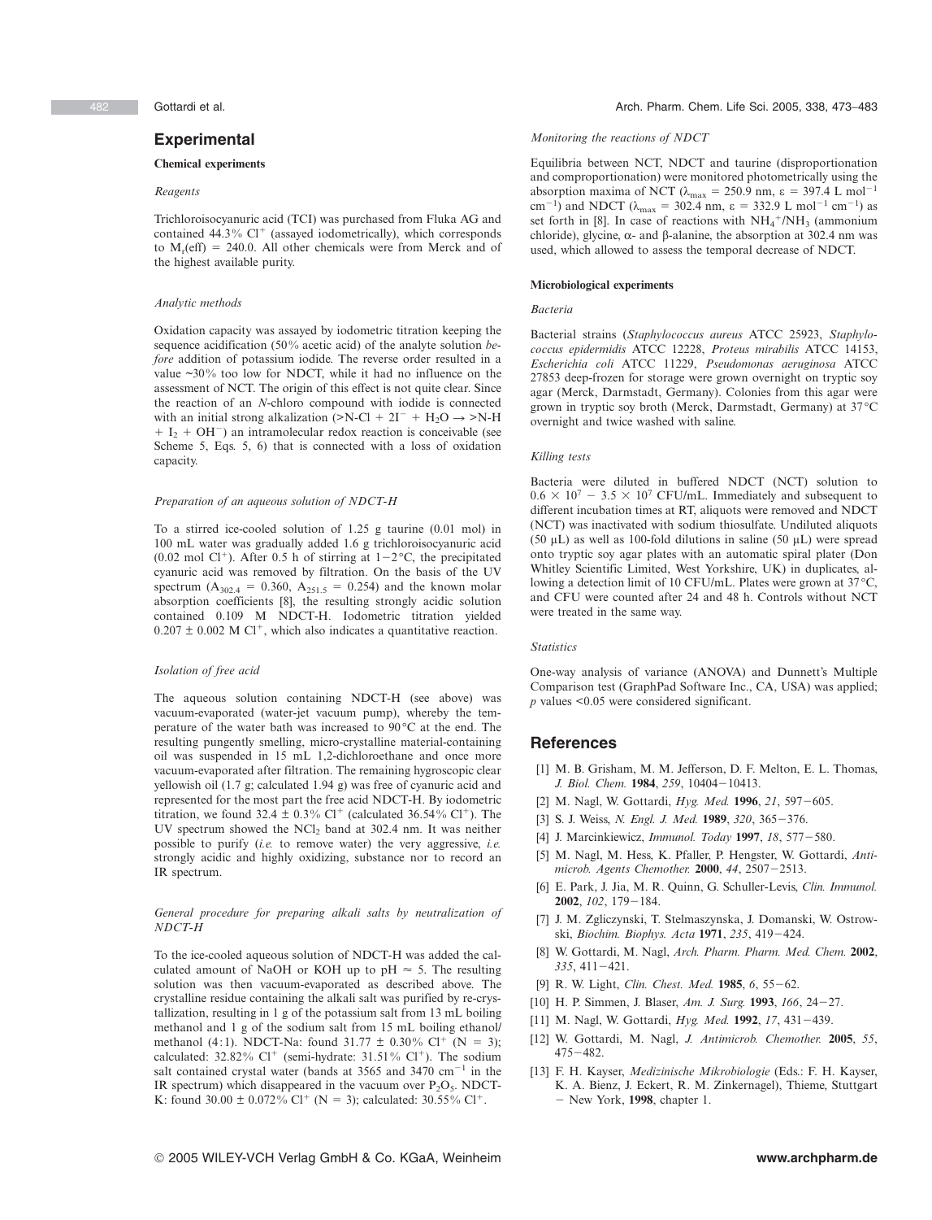## Experimental

### Chemical experiments

#### *Reagents*

Trichloroisocyanuric acid (TCI) was purchased from Fluka AG and contained 44.3% $Cl^+$ (assayed iodometrically), which corresponds to $M_r$(eff) = 240.0. All other chemicals were from Merck and of the highest available purity.

#### *Analytic methods*

Oxidation capacity was assayed by iodometric titration keeping the sequence acidification (50% acetic acid) of the analyte solution *before* addition of potassium iodide. The reverse order resulted in a value ~30% too low for NDCT, while it had no influence on the assessment of NCT. The origin of this effect is not quite clear. Since the reaction of an *N*-chloro compound with iodide is connected with an initial strong alkalization ($>N\text{-}Cl + 2I^- + H_2O \rightarrow >N\text{-}H + I_2 + OH^-$) an intramolecular redox reaction is conceivable (see Scheme 5, Eqs. 5, 6) that is connected with a loss of oxidation capacity.

#### *Preparation of an aqueous solution of NDCT-H*

To a stirred ice-cooled solution of 1.25 g taurine (0.01 mol) in 100 mL water was gradually added 1.6 g trichloroisocyanuric acid (0.02 mol $Cl^+$). After 0.5 h of stirring at 1−2 °C, the precipitated cyanuric acid was removed by filtration. On the basis of the UV spectrum ($A_{302.4}$ = 0.360, $A_{251.5}$ = 0.254) and the known molar absorption coefficients [8], the resulting strongly acidic solution contained 0.109 M NDCT-H. Iodometric titration yielded 0.207 ± 0.002 M $Cl^+$, which also indicates a quantitative reaction.

#### *Isolation of free acid*

The aqueous solution containing NDCT-H (see above) was vacuum-evaporated (water-jet vacuum pump), whereby the temperature of the water bath was increased to 90 °C at the end. The resulting pungently smelling, micro-crystalline material-containing oil was suspended in 15 mL 1,2-dichloroethane and once more vacuum-evaporated after filtration. The remaining hygroscopic clear yellowish oil (1.7 g; calculated 1.94 g) was free of cyanuric acid and represented for the most part the free acid NDCT-H. By iodometric titration, we found 32.4 ± 0.3% $Cl^+$ (calculated 36.54% $Cl^+$). The UV spectrum showed the $NCl_2$ band at 302.4 nm. It was neither possible to purify (*i.e.* to remove water) the very aggressive, *i.e.* strongly acidic and highly oxidizing, substance nor to record an IR spectrum.

#### *General procedure for preparing alkali salts by neutralization of NDCT-H*

To the ice-cooled aqueous solution of NDCT-H was added the calculated amount of NaOH or KOH up to pH ≈ 5. The resulting solution was then vacuum-evaporated as described above. The crystalline residue containing the alkali salt was purified by re-crystallization, resulting in 1 g of the potassium salt from 13 mL boiling methanol and 1 g of the sodium salt from 15 mL boiling ethanol/methanol (4:1). NDCT-Na: found 31.77 ± 0.30% $Cl^+$ (N = 3); calculated: 32.82% $Cl^+$ (semi-hydrate: 31.51% $Cl^+$). The sodium salt contained crystal water (bands at 3565 and 3470 $cm^{-1}$ in the IR spectrum) which disappeared in the vacuum over $P_2O_5$. NDCT-K: found 30.00 ± 0.072% $Cl^+$ (N = 3); calculated: 30.55% $Cl^+$.

#### *Monitoring the reactions of NDCT*

Equilibria between NCT, NDCT and taurine (disproportionation and comproportionation) were monitored photometrically using the absorption maxima of NCT ($\lambda_{max}$ = 250.9 nm, ε = 397.4 L $mol^{-1}$ $cm^{-1}$) and NDCT ($\lambda_{max}$ = 302.4 nm, ε = 332.9 L $mol^{-1}$ $cm^{-1}$) as set forth in [8]. In case of reactions with $NH_4^+/NH_3$ (ammonium chloride), glycine, α- and β-alanine, the absorption at 302.4 nm was used, which allowed to assess the temporal decrease of NDCT.

### Microbiological experiments

#### *Bacteria*

Bacterial strains (*Staphylococcus aureus* ATCC 25923, *Staphylococcus epidermidis* ATCC 12228, *Proteus mirabilis* ATCC 14153, *Escherichia coli* ATCC 11229, *Pseudomonas aeruginosa* ATCC 27853 deep-frozen for storage were grown overnight on tryptic soy agar (Merck, Darmstadt, Germany). Colonies from this agar were grown in tryptic soy broth (Merck, Darmstadt, Germany) at 37 °C overnight and twice washed with saline.

#### *Killing tests*

Bacteria were diluted in buffered NDCT (NCT) solution to $0.6 \times 10^7 - 3.5 \times 10^7$ CFU/mL. Immediately and subsequent to different incubation times at RT, aliquots were removed and NDCT (NCT) was inactivated with sodium thiosulfate. Undiluted aliquots (50 μL) as well as 100-fold dilutions in saline (50 μL) were spread onto tryptic soy agar plates with an automatic spiral plater (Don Whitley Scientific Limited, West Yorkshire, UK) in duplicates, allowing a detection limit of 10 CFU/mL. Plates were grown at 37 °C, and CFU were counted after 24 and 48 h. Controls without NCT were treated in the same way.

#### *Statistics*

One-way analysis of variance (ANOVA) and Dunnett's Multiple Comparison test (GraphPad Software Inc., CA, USA) was applied; $p$ values <0.05 were considered significant.

## References

[1] M. B. Grisham, M. M. Jefferson, D. F. Melton, E. L. Thomas, *J. Biol. Chem.* **1984**, *259*, 10404−10413.

[2] M. Nagl, W. Gottardi, *Hyg. Med.* **1996**, *21*, 597−605.

[3] S. J. Weiss, *N. Engl. J. Med.* **1989**, *320*, 365−376.

[4] J. Marcinkiewicz, *Immunol. Today* **1997**, *18*, 577−580.

[5] M. Nagl, M. Hess, K. Pfaller, P. Hengster, W. Gottardi, *Antimicrob. Agents Chemother.* **2000**, *44*, 2507−2513.

[6] E. Park, J. Jia, M. R. Quinn, G. Schuller-Levis, *Clin. Immunol.* **2002**, *102*, 179−184.

[7] J. M. Zgliczynski, T. Stelmaszynska, J. Domanski, W. Ostrowski, *Biochim. Biophys. Acta* **1971**, *235*, 419−424.

[8] W. Gottardi, M. Nagl, *Arch. Pharm. Pharm. Med. Chem.* **2002**, *335*, 411−421.

[9] R. W. Light, *Clin. Chest. Med.* **1985**, *6*, 55−62.

[10] H. P. Simmen, J. Blaser, *Am. J. Surg.* **1993**, *166*, 24−27.

[11] M. Nagl, W. Gottardi, *Hyg. Med.* **1992**, *17*, 431−439.

[12] W. Gottardi, M. Nagl, *J. Antimicrob. Chemother.* **2005**, *55*, 475−482.

[13] F. H. Kayser, *Medizinische Mikrobiologie* (Eds.: F. H. Kayser, K. A. Bienz, J. Eckert, R. M. Zinkernagel), Thieme, Stuttgart − New York, **1998**, chapter 1.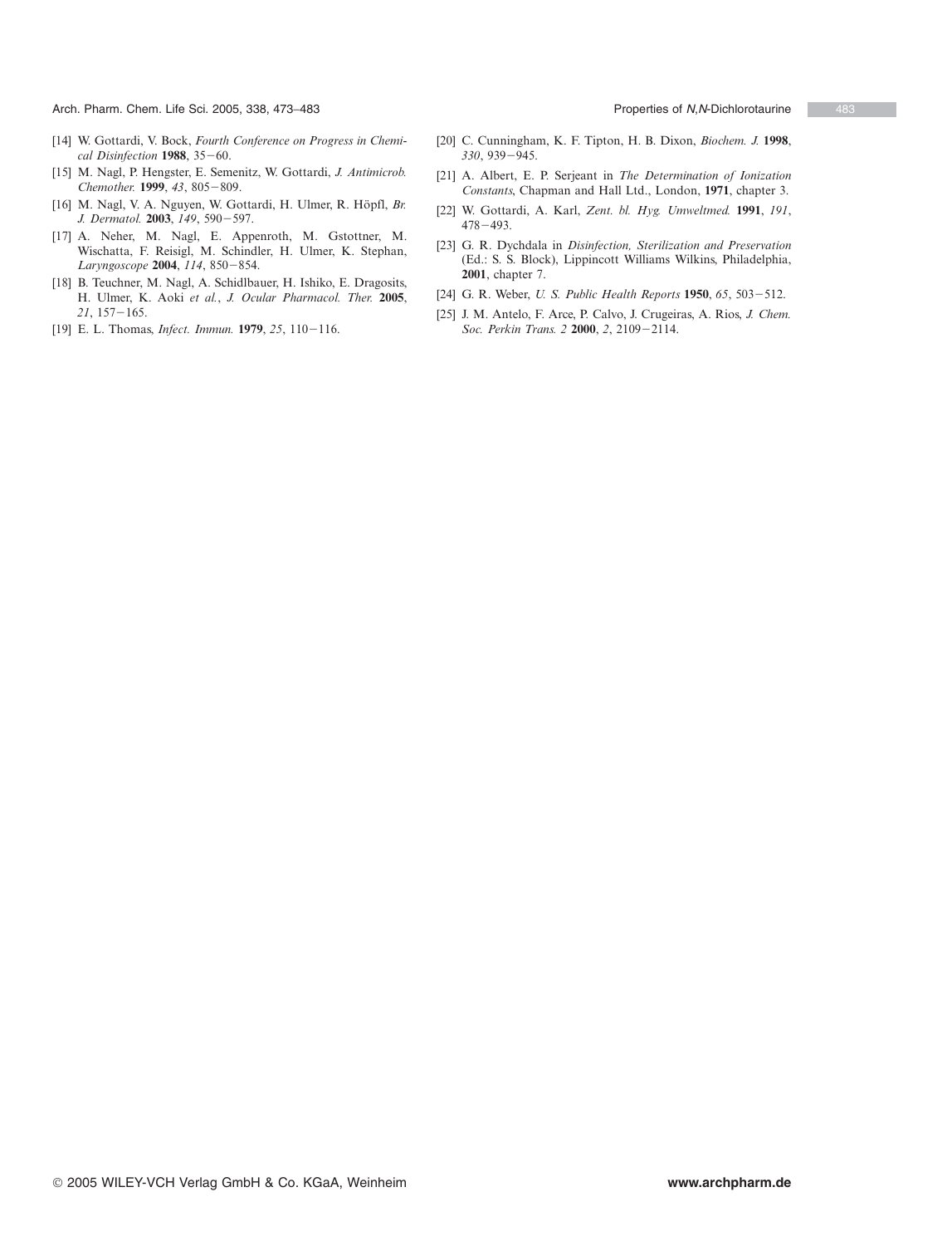[14] W. Gottardi, V. Bock, *Fourth Conference on Progress in Chemical Disinfection* **1988**, 35–60.

[15] M. Nagl, P. Hengster, E. Semenitz, W. Gottardi, *J. Antimicrob. Chemother.* **1999**, *43*, 805–809.

[16] M. Nagl, V. A. Nguyen, W. Gottardi, H. Ulmer, R. Höpfl, *Br. J. Dermatol.* **2003**, *149*, 590–597.

[17] A. Neher, M. Nagl, E. Appenroth, M. Gstottner, M. Wischatta, F. Reisigl, M. Schindler, H. Ulmer, K. Stephan, *Laryngoscope* **2004**, *114*, 850–854.

[18] B. Teuchner, M. Nagl, A. Schidlbauer, H. Ishiko, E. Dragosits, H. Ulmer, K. Aoki *et al.*, *J. Ocular Pharmacol. Ther.* **2005**, *21*, 157–165.

[19] E. L. Thomas, *Infect. Immun.* **1979**, *25*, 110–116.

[20] C. Cunningham, K. F. Tipton, H. B. Dixon, *Biochem. J.* **1998**, *330*, 939–945.

[21] A. Albert, E. P. Serjeant in *The Determination of Ionization Constants*, Chapman and Hall Ltd., London, **1971**, chapter 3.

[22] W. Gottardi, A. Karl, *Zent. bl. Hyg. Umweltmed.* **1991**, *191*, 478–493.

[23] G. R. Dychdala in *Disinfection, Sterilization and Preservation* (Ed.: S. S. Block), Lippincott Williams Wilkins, Philadelphia, **2001**, chapter 7.

[24] G. R. Weber, *U. S. Public Health Reports* **1950**, *65*, 503–512.

[25] J. M. Antelo, F. Arce, P. Calvo, J. Crugeiras, A. Rios, *J. Chem. Soc. Perkin Trans. 2* **2000**, *2*, 2109–2114.